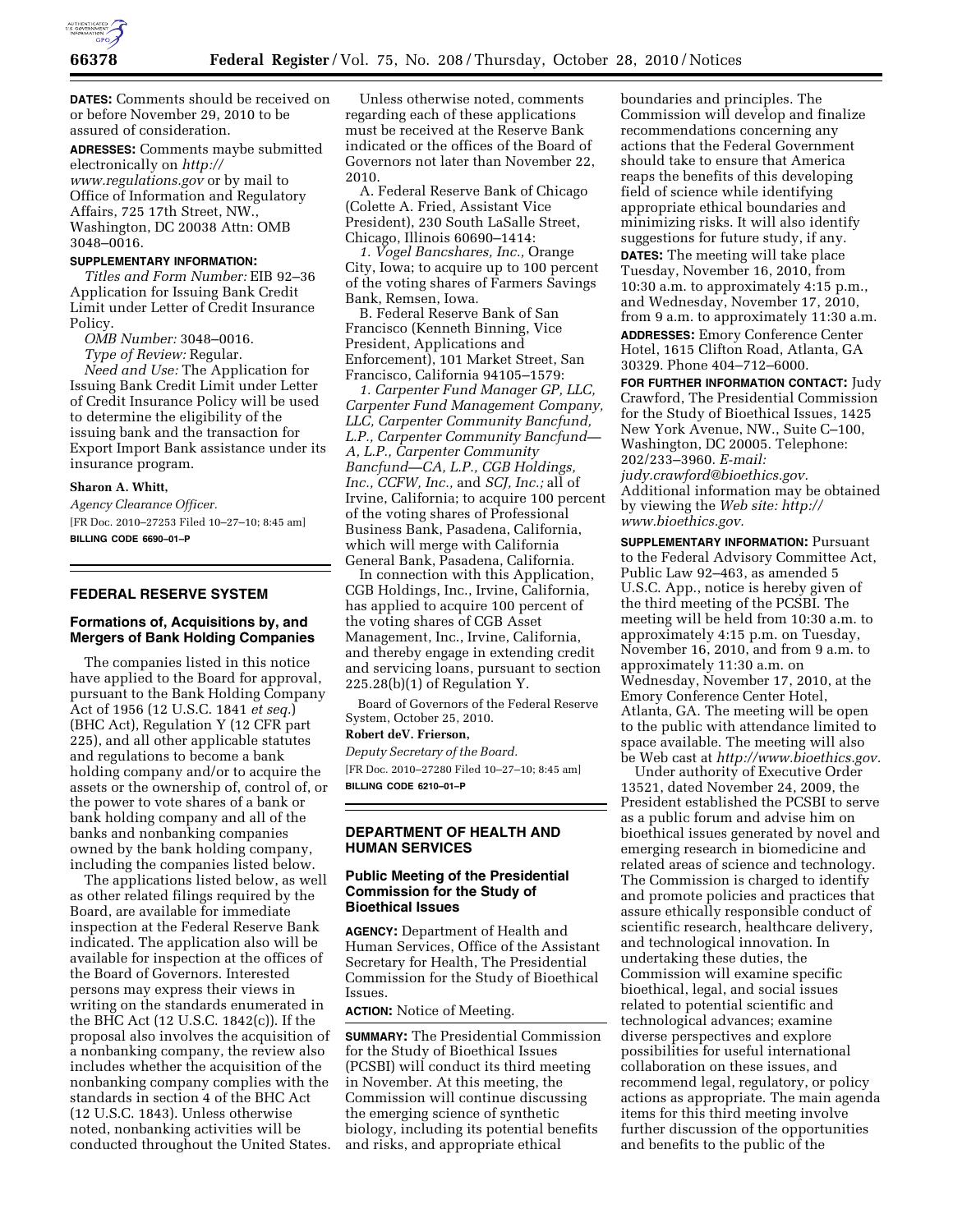**DATES:** Comments should be received on or before November 29, 2010 to be assured of consideration.

**ADRESSES:** Comments maybe submitted electronically on *http://www.regulations.gov* or by mail to Office of Information and Regulatory Affairs, 725 17th Street, NW., Washington, DC 20038 Attn: OMB 3048–0016.

**SUPPLEMENTARY INFORMATION:**

*Titles and Form Number:* EIB 92–36 Application for Issuing Bank Credit Limit under Letter of Credit Insurance Policy.

*OMB Number:* 3048–0016.

*Type of Review:* Regular.

*Need and Use:* The Application for Issuing Bank Credit Limit under Letter of Credit Insurance Policy will be used to determine the eligibility of the issuing bank and the transaction for Export Import Bank assistance under its insurance program.

**Sharon A. Whitt,**

*Agency Clearance Officer.*

[FR Doc. 2010–27253 Filed 10–27–10; 8:45 am]

**BILLING CODE 6690–01–P**

## FEDERAL RESERVE SYSTEM

### Formations of, Acquisitions by, and Mergers of Bank Holding Companies

The companies listed in this notice have applied to the Board for approval, pursuant to the Bank Holding Company Act of 1956 (12 U.S.C. 1841 *et seq.*) (BHC Act), Regulation Y (12 CFR part 225), and all other applicable statutes and regulations to become a bank holding company and/or to acquire the assets or the ownership of, control of, or the power to vote shares of a bank or bank holding company and all of the banks and nonbanking companies owned by the bank holding company, including the companies listed below.

The applications listed below, as well as other related filings required by the Board, are available for immediate inspection at the Federal Reserve Bank indicated. The application also will be available for inspection at the offices of the Board of Governors. Interested persons may express their views in writing on the standards enumerated in the BHC Act (12 U.S.C. 1842(c)). If the proposal also involves the acquisition of a nonbanking company, the review also includes whether the acquisition of the nonbanking company complies with the standards in section 4 of the BHC Act (12 U.S.C. 1843). Unless otherwise noted, nonbanking activities will be conducted throughout the United States.

Unless otherwise noted, comments regarding each of these applications must be received at the Reserve Bank indicated or the offices of the Board of Governors not later than November 22, 2010.

A. Federal Reserve Bank of Chicago (Colette A. Fried, Assistant Vice President), 230 South LaSalle Street, Chicago, Illinois 60690–1414:

*1. Vogel Bancshares, Inc.,* Orange City, Iowa; to acquire up to 100 percent of the voting shares of Farmers Savings Bank, Remsen, Iowa.

B. Federal Reserve Bank of San Francisco (Kenneth Binning, Vice President, Applications and Enforcement), 101 Market Street, San Francisco, California 94105–1579:

*1. Carpenter Fund Manager GP, LLC, Carpenter Fund Management Company, LLC, Carpenter Community Bancfund, L.P., Carpenter Community Bancfund—A, L.P., Carpenter Community Bancfund—CA, L.P., CGB Holdings, Inc., CCFW, Inc.,* and *SCJ, Inc.;* all of Irvine, California; to acquire 100 percent of the voting shares of Professional Business Bank, Pasadena, California, which will merge with California General Bank, Pasadena, California.

In connection with this Application, CGB Holdings, Inc., Irvine, California, has applied to acquire 100 percent of the voting shares of CGB Asset Management, Inc., Irvine, California, and thereby engage in extending credit and servicing loans, pursuant to section 225.28(b)(1) of Regulation Y.

Board of Governors of the Federal Reserve System, October 25, 2010.

**Robert deV. Frierson,**

*Deputy Secretary of the Board.*

[FR Doc. 2010–27280 Filed 10–27–10; 8:45 am]

**BILLING CODE 6210–01–P**

## DEPARTMENT OF HEALTH AND HUMAN SERVICES

### Public Meeting of the Presidential Commission for the Study of Bioethical Issues

**AGENCY:** Department of Health and Human Services, Office of the Assistant Secretary for Health, The Presidential Commission for the Study of Bioethical Issues.

**ACTION:** Notice of Meeting.

**SUMMARY:** The Presidential Commission for the Study of Bioethical Issues (PCSBI) will conduct its third meeting in November. At this meeting, the Commission will continue discussing the emerging science of synthetic biology, including its potential benefits and risks, and appropriate ethical boundaries and principles. The Commission will develop and finalize recommendations concerning any actions that the Federal Government should take to ensure that America reaps the benefits of this developing field of science while identifying appropriate ethical boundaries and minimizing risks. It will also identify suggestions for future study, if any.

**DATES:** The meeting will take place Tuesday, November 16, 2010, from 10:30 a.m. to approximately 4:15 p.m., and Wednesday, November 17, 2010, from 9 a.m. to approximately 11:30 a.m.

**ADDRESSES:** Emory Conference Center Hotel, 1615 Clifton Road, Atlanta, GA 30329. Phone 404–712–6000.

**FOR FURTHER INFORMATION CONTACT:** Judy Crawford, The Presidential Commission for the Study of Bioethical Issues, 1425 New York Avenue, NW., Suite C–100, Washington, DC 20005. Telephone: 202/233–3960. *E-mail: judy.crawford@bioethics.gov.* Additional information may be obtained by viewing the *Web site: http://www.bioethics.gov.*

**SUPPLEMENTARY INFORMATION:** Pursuant to the Federal Advisory Committee Act, Public Law 92–463, as amended 5 U.S.C. App., notice is hereby given of the third meeting of the PCSBI. The meeting will be held from 10:30 a.m. to approximately 4:15 p.m. on Tuesday, November 16, 2010, and from 9 a.m. to approximately 11:30 a.m. on Wednesday, November 17, 2010, at the Emory Conference Center Hotel, Atlanta, GA. The meeting will be open to the public with attendance limited to space available. The meeting will also be Web cast at *http://www.bioethics.gov.*

Under authority of Executive Order 13521, dated November 24, 2009, the President established the PCSBI to serve as a public forum and advise him on bioethical issues generated by novel and emerging research in biomedicine and related areas of science and technology. The Commission is charged to identify and promote policies and practices that assure ethically responsible conduct of scientific research, healthcare delivery, and technological innovation. In undertaking these duties, the Commission will examine specific bioethical, legal, and social issues related to potential scientific and technological advances; examine diverse perspectives and explore possibilities for useful international collaboration on these issues, and recommend legal, regulatory, or policy actions as appropriate. The main agenda items for this third meeting involve further discussion of the opportunities and benefits to the public of the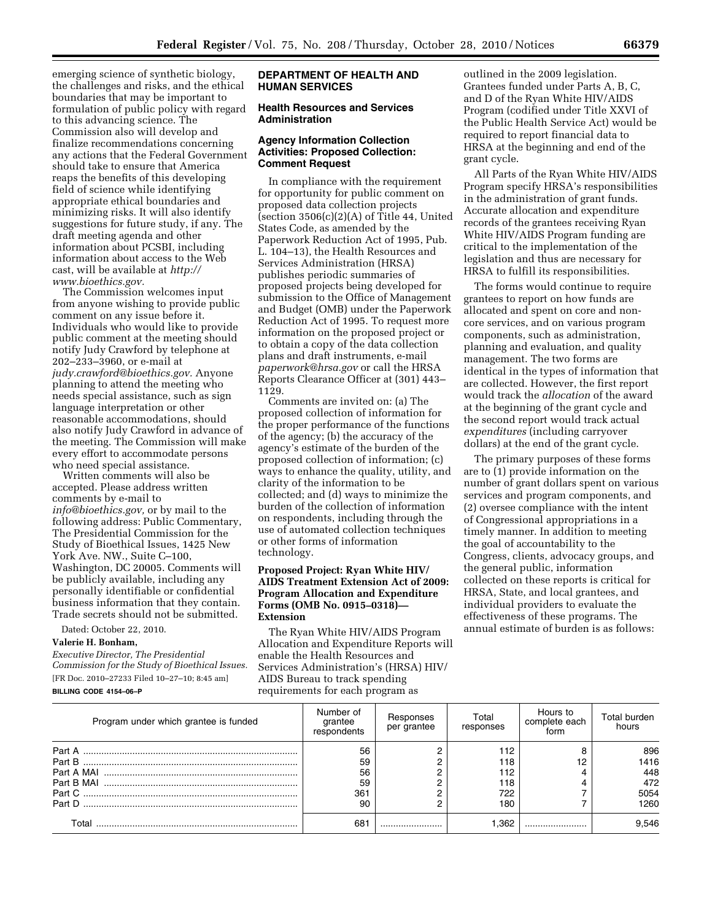emerging science of synthetic biology, the challenges and risks, and the ethical boundaries that may be important to formulation of public policy with regard to this advancing science. The Commission also will develop and finalize recommendations concerning any actions that the Federal Government should take to ensure that America reaps the benefits of this developing field of science while identifying appropriate ethical boundaries and minimizing risks. It will also identify suggestions for future study, if any. The draft meeting agenda and other information about PCSBI, including information about access to the Web cast, will be available at *http://www.bioethics.gov.*

The Commission welcomes input from anyone wishing to provide public comment on any issue before it. Individuals who would like to provide public comment at the meeting should notify Judy Crawford by telephone at 202–233–3960, or e-mail at *judy.crawford@bioethics.gov.* Anyone planning to attend the meeting who needs special assistance, such as sign language interpretation or other reasonable accommodations, should also notify Judy Crawford in advance of the meeting. The Commission will make every effort to accommodate persons who need special assistance.

Written comments will also be accepted. Please address written comments by e-mail to *info@bioethics.gov,* or by mail to the following address: Public Commentary, The Presidential Commission for the Study of Bioethical Issues, 1425 New York Ave. NW., Suite C–100, Washington, DC 20005. Comments will be publicly available, including any personally identifiable or confidential business information that they contain. Trade secrets should not be submitted.

Dated: October 22, 2010.

**Valerie H. Bonham,**

*Executive Director, The Presidential Commission for the Study of Bioethical Issues.*

[FR Doc. 2010–27233 Filed 10–27–10; 8:45 am]

**BILLING CODE 4154–06–P**

## DEPARTMENT OF HEALTH AND HUMAN SERVICES

### Health Resources and Services Administration

### Agency Information Collection Activities: Proposed Collection: Comment Request

In compliance with the requirement for opportunity for public comment on proposed data collection projects (section 3506(c)(2)(A) of Title 44, United States Code, as amended by the Paperwork Reduction Act of 1995, Pub. L. 104–13), the Health Resources and Services Administration (HRSA) publishes periodic summaries of proposed projects being developed for submission to the Office of Management and Budget (OMB) under the Paperwork Reduction Act of 1995. To request more information on the proposed project or to obtain a copy of the data collection plans and draft instruments, e-mail *paperwork@hrsa.gov* or call the HRSA Reports Clearance Officer at (301) 443–1129.

Comments are invited on: (a) The proposed collection of information for the proper performance of the functions of the agency; (b) the accuracy of the agency's estimate of the burden of the proposed collection of information; (c) ways to enhance the quality, utility, and clarity of the information to be collected; and (d) ways to minimize the burden of the collection of information on respondents, including through the use of automated collection techniques or other forms of information technology.

**Proposed Project: Ryan White HIV/AIDS Treatment Extension Act of 2009: Program Allocation and Expenditure Forms (OMB No. 0915–0318)—Extension**

The Ryan White HIV/AIDS Program Allocation and Expenditure Reports will enable the Health Resources and Services Administration's (HRSA) HIV/AIDS Bureau to track spending requirements for each program as outlined in the 2009 legislation. Grantees funded under Parts A, B, C, and D of the Ryan White HIV/AIDS Program (codified under Title XXVI of the Public Health Service Act) would be required to report financial data to HRSA at the beginning and end of the grant cycle.

All Parts of the Ryan White HIV/AIDS Program specify HRSA's responsibilities in the administration of grant funds. Accurate allocation and expenditure records of the grantees receiving Ryan White HIV/AIDS Program funding are critical to the implementation of the legislation and thus are necessary for HRSA to fulfill its responsibilities.

The forms would continue to require grantees to report on how funds are allocated and spent on core and non-core services, and on various program components, such as administration, planning and evaluation, and quality management. The two forms are identical in the types of information that are collected. However, the first report would track the *allocation* of the award at the beginning of the grant cycle and the second report would track actual *expenditures* (including carryover dollars) at the end of the grant cycle.

The primary purposes of these forms are to (1) provide information on the number of grant dollars spent on various services and program components, and (2) oversee compliance with the intent of Congressional appropriations in a timely manner. In addition to meeting the goal of accountability to the Congress, clients, advocacy groups, and the general public, information collected on these reports is critical for HRSA, State, and local grantees, and individual providers to evaluate the effectiveness of these programs. The annual estimate of burden is as follows:

| Program under which grantee is funded | Number of grantee respondents | Responses per grantee | Total responses | Hours to complete each form | Total burden hours |
|---|---|---|---|---|---|
| Part A | 56 | 2 | 112 | 8 | 896 |
| Part B | 59 | 2 | 118 | 12 | 1416 |
| Part A MAI | 56 | 2 | 112 | 4 | 448 |
| Part B MAI | 59 | 2 | 118 | 4 | 472 |
| Part C | 361 | 2 | 722 | 7 | 5054 |
| Part D | 90 | 2 | 180 | 7 | 1260 |
| Total | 681 | | 1,362 | | 9,546 |